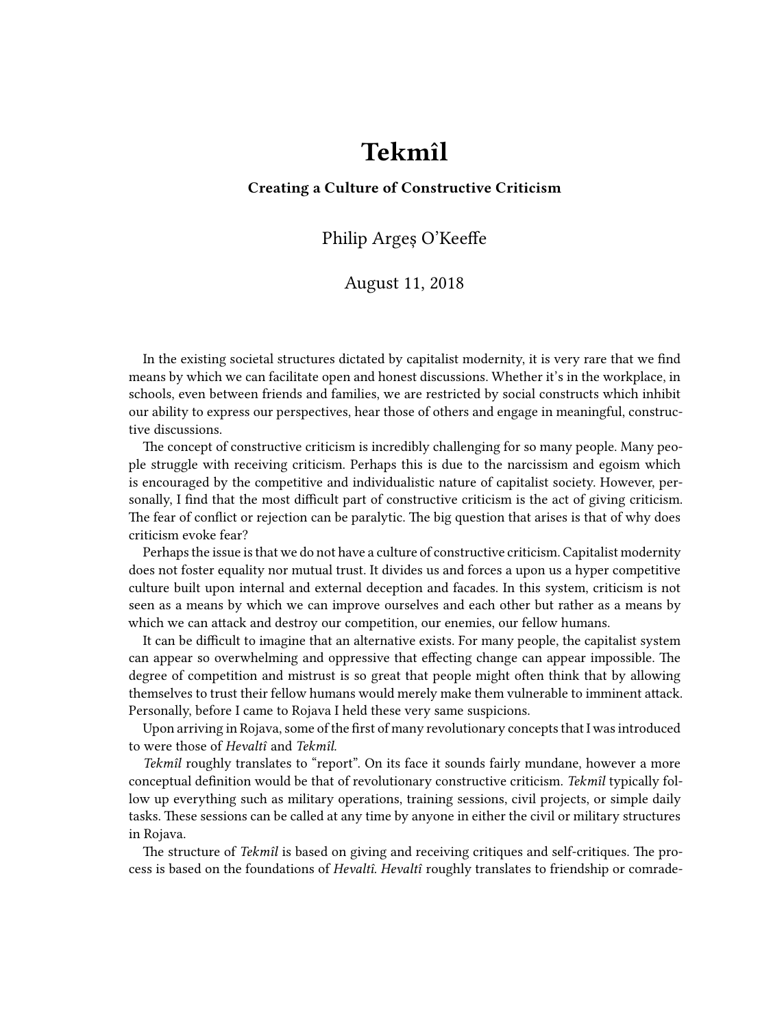# Tekmîl

**Creating a Culture of Constructive Criticism**

Philip Argeș O'Keeffe

August 11, 2018

In the existing societal structures dictated by capitalist modernity, it is very rare that we find means by which we can facilitate open and honest discussions. Whether it's in the workplace, in schools, even between friends and families, we are restricted by social constructs which inhibit our ability to express our perspectives, hear those of others and engage in meaningful, constructive discussions.

The concept of constructive criticism is incredibly challenging for so many people. Many people struggle with receiving criticism. Perhaps this is due to the narcissism and egoism which is encouraged by the competitive and individualistic nature of capitalist society. However, personally, I find that the most difficult part of constructive criticism is the act of giving criticism. The fear of conflict or rejection can be paralytic. The big question that arises is that of why does criticism evoke fear?

Perhaps the issue is that we do not have a culture of constructive criticism. Capitalist modernity does not foster equality nor mutual trust. It divides us and forces a upon us a hyper competitive culture built upon internal and external deception and facades. In this system, criticism is not seen as a means by which we can improve ourselves and each other but rather as a means by which we can attack and destroy our competition, our enemies, our fellow humans.

It can be difficult to imagine that an alternative exists. For many people, the capitalist system can appear so overwhelming and oppressive that effecting change can appear impossible. The degree of competition and mistrust is so great that people might often think that by allowing themselves to trust their fellow humans would merely make them vulnerable to imminent attack. Personally, before I came to Rojava I held these very same suspicions.

Upon arriving in Rojava, some of the first of many revolutionary concepts that I was introduced to were those of *Hevaltî* and *Tekmîl*.

*Tekmîl* roughly translates to "report". On its face it sounds fairly mundane, however a more conceptual definition would be that of revolutionary constructive criticism. *Tekmîl* typically follow up everything such as military operations, training sessions, civil projects, or simple daily tasks. These sessions can be called at any time by anyone in either the civil or military structures in Rojava.

The structure of *Tekmîl* is based on giving and receiving critiques and self-critiques. The process is based on the foundations of *Hevaltî*. *Hevaltî* roughly translates to friendship or comrade-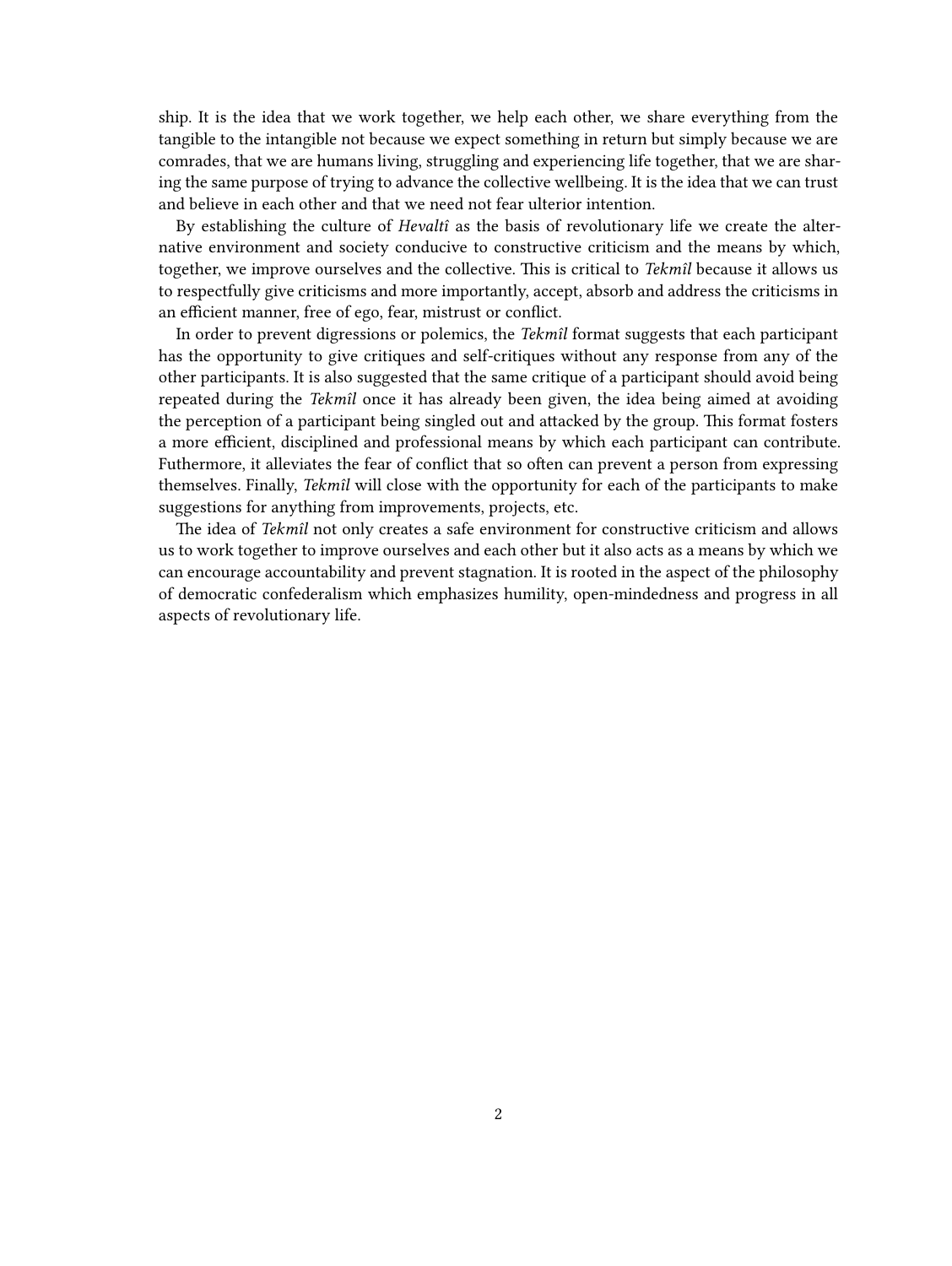ship. It is the idea that we work together, we help each other, we share everything from the tangible to the intangible not because we expect something in return but simply because we are comrades, that we are humans living, struggling and experiencing life together, that we are sharing the same purpose of trying to advance the collective wellbeing. It is the idea that we can trust and believe in each other and that we need not fear ulterior intention.

By establishing the culture of *Hevaltî* as the basis of revolutionary life we create the alternative environment and society conducive to constructive criticism and the means by which, together, we improve ourselves and the collective. This is critical to *Tekmîl* because it allows us to respectfully give criticisms and more importantly, accept, absorb and address the criticisms in an efficient manner, free of ego, fear, mistrust or conflict.

In order to prevent digressions or polemics, the *Tekmîl* format suggests that each participant has the opportunity to give critiques and self-critiques without any response from any of the other participants. It is also suggested that the same critique of a participant should avoid being repeated during the *Tekmîl* once it has already been given, the idea being aimed at avoiding the perception of a participant being singled out and attacked by the group. This format fosters a more efficient, disciplined and professional means by which each participant can contribute. Futhermore, it alleviates the fear of conflict that so often can prevent a person from expressing themselves. Finally, *Tekmîl* will close with the opportunity for each of the participants to make suggestions for anything from improvements, projects, etc.

The idea of *Tekmîl* not only creates a safe environment for constructive criticism and allows us to work together to improve ourselves and each other but it also acts as a means by which we can encourage accountability and prevent stagnation. It is rooted in the aspect of the philosophy of democratic confederalism which emphasizes humility, open-mindedness and progress in all aspects of revolutionary life.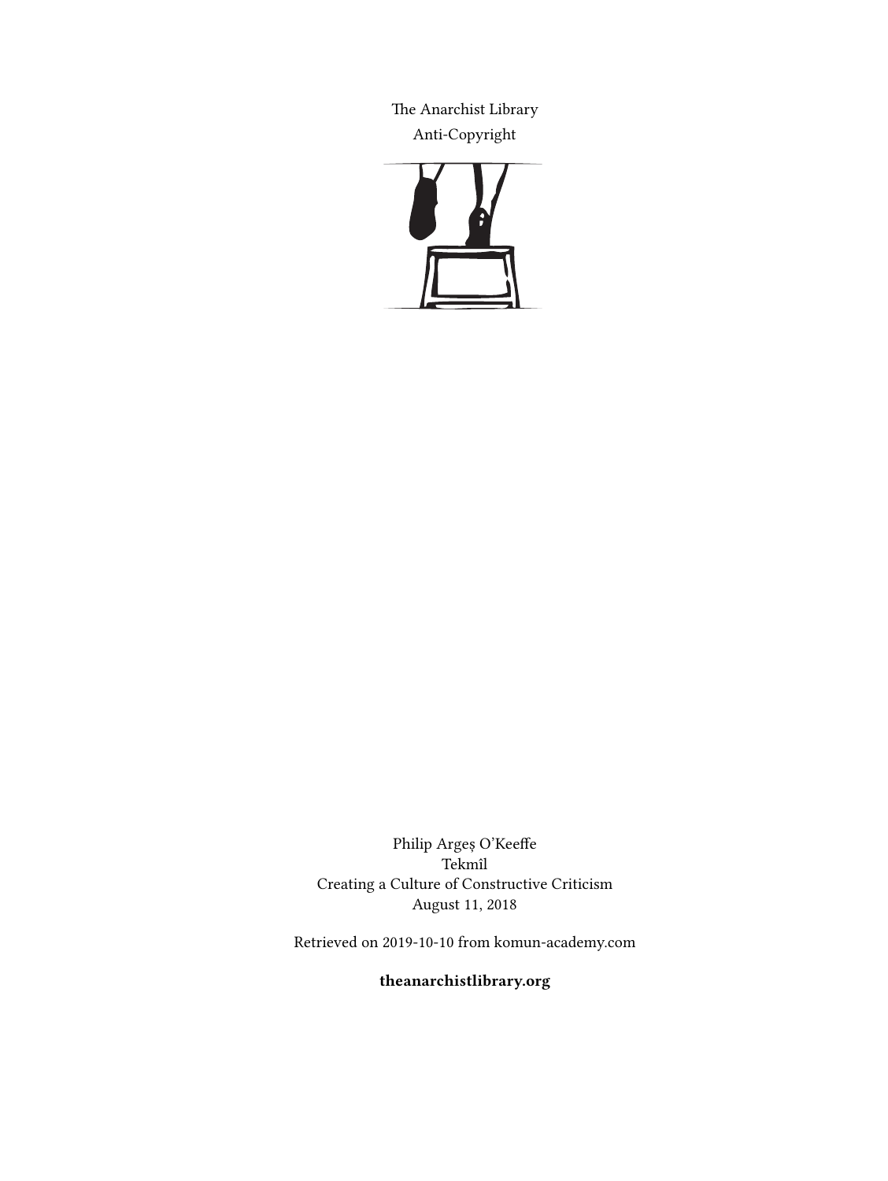The Anarchist Library
Anti-Copyright

Philip Argeș O'Keeffe
Tekmîl
Creating a Culture of Constructive Criticism
August 11, 2018

Retrieved on 2019-10-10 from komun-academy.com

**theanarchistlibrary.org**